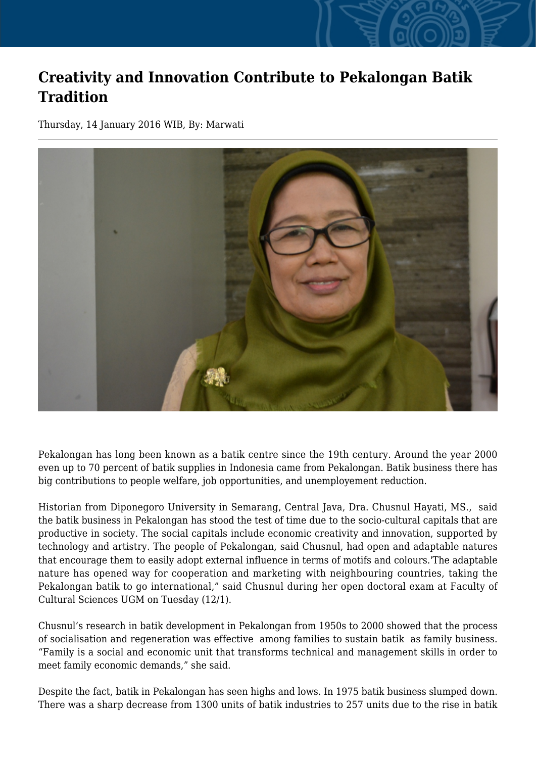# Creativity and Innovation Contribute to Pekalongan Batik Tradition

Thursday, 14 January 2016 WIB, By: Marwati

Pekalongan has long been known as a batik centre since the 19th century. Around the year 2000 even up to 70 percent of batik supplies in Indonesia came from Pekalongan. Batik business there has big contributions to people welfare, job opportunities, and unemployement reduction.

Historian from Diponegoro University in Semarang, Central Java, Dra. Chusnul Hayati, MS., said the batik business in Pekalongan has stood the test of time due to the socio-cultural capitals that are productive in society. The social capitals include economic creativity and innovation, supported by technology and artistry. The people of Pekalongan, said Chusnul, had open and adaptable natures that encourage them to easily adopt external influence in terms of motifs and colours.'The adaptable nature has opened way for cooperation and marketing with neighbouring countries, taking the Pekalongan batik to go international," said Chusnul during her open doctoral exam at Faculty of Cultural Sciences UGM on Tuesday (12/1).

Chusnul's research in batik development in Pekalongan from 1950s to 2000 showed that the process of socialisation and regeneration was effective among families to sustain batik as family business. "Family is a social and economic unit that transforms technical and management skills in order to meet family economic demands," she said.

Despite the fact, batik in Pekalongan has seen highs and lows. In 1975 batik business slumped down. There was a sharp decrease from 1300 units of batik industries to 257 units due to the rise in batik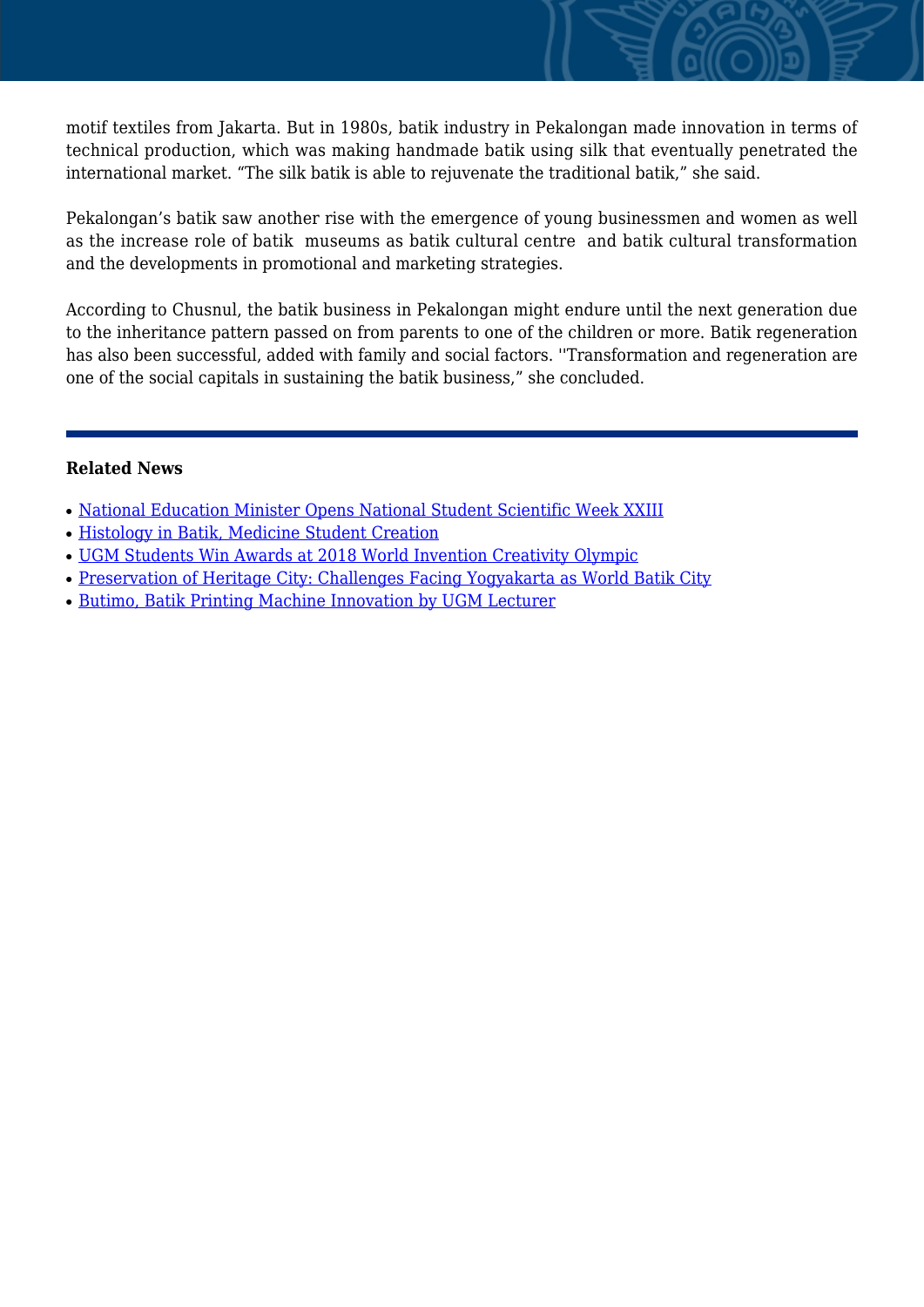motif textiles from Jakarta. But in 1980s, batik industry in Pekalongan made innovation in terms of technical production, which was making handmade batik using silk that eventually penetrated the international market. "The silk batik is able to rejuvenate the traditional batik," she said.

Pekalongan's batik saw another rise with the emergence of young businessmen and women as well as the increase role of batik museums as batik cultural centre and batik cultural transformation and the developments in promotional and marketing strategies.

According to Chusnul, the batik business in Pekalongan might endure until the next generation due to the inheritance pattern passed on from parents to one of the children or more. Batik regeneration has also been successful, added with family and social factors. ''Transformation and regeneration are one of the social capitals in sustaining the batik business," she concluded.

---

**Related News**

- National Education Minister Opens National Student Scientific Week XXIII
- Histology in Batik, Medicine Student Creation
- UGM Students Win Awards at 2018 World Invention Creativity Olympic
- Preservation of Heritage City: Challenges Facing Yogyakarta as World Batik City
- Butimo, Batik Printing Machine Innovation by UGM Lecturer